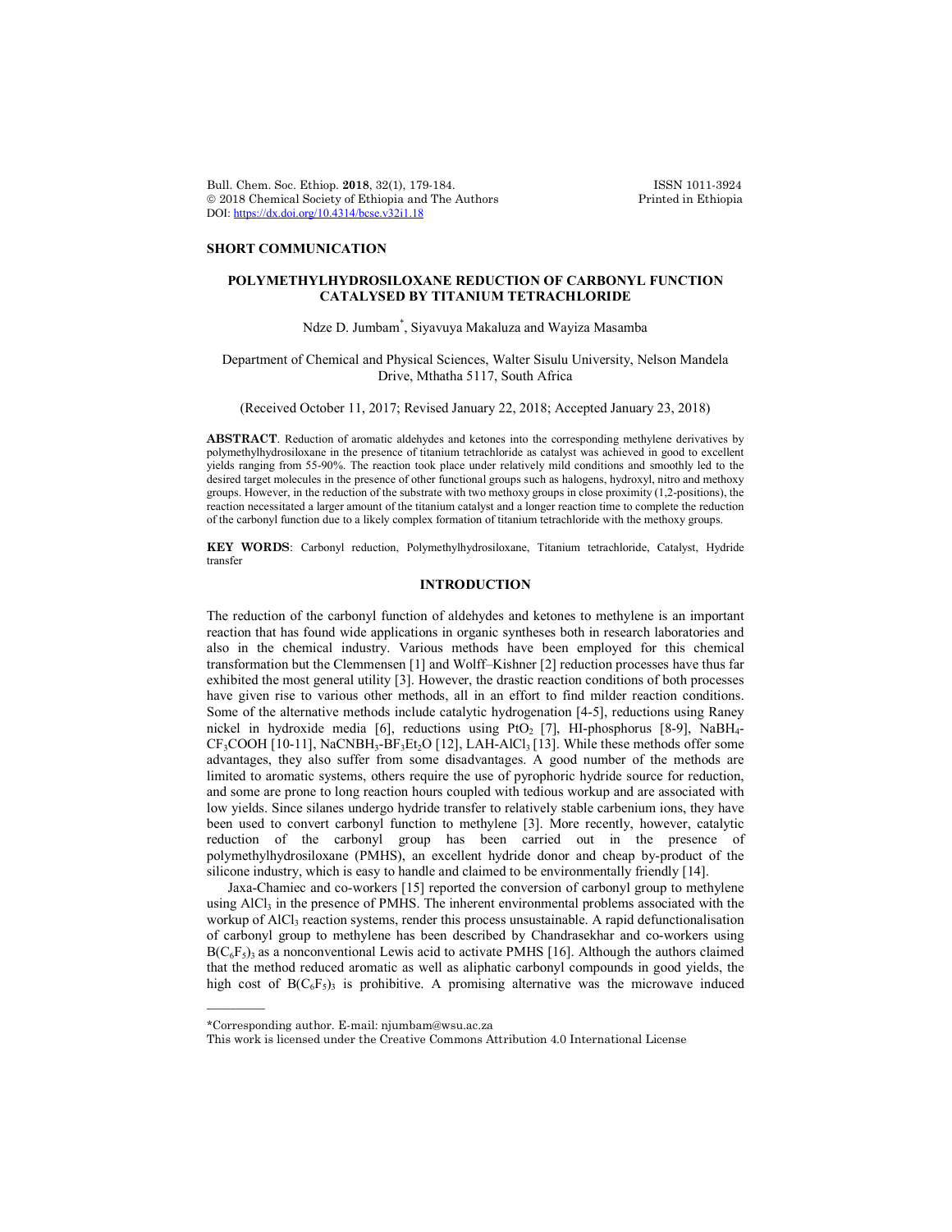## SHORT COMMUNICATION

# POLYMETHYLHYDROSILOXANE REDUCTION OF CARBONYL FUNCTION CATALYSED BY TITANIUM TETRACHLORIDE

Ndze D. Jumbam*, Siyavuya Makaluza and Wayiza Masamba

Department of Chemical and Physical Sciences, Walter Sisulu University, Nelson Mandela Drive, Mthatha 5117, South Africa

(Received October 11, 2017; Revised January 22, 2018; Accepted January 23, 2018)

**ABSTRACT**. Reduction of aromatic aldehydes and ketones into the corresponding methylene derivatives by polymethylhydrosiloxane in the presence of titanium tetrachloride as catalyst was achieved in good to excellent yields ranging from 55-90%. The reaction took place under relatively mild conditions and smoothly led to the desired target molecules in the presence of other functional groups such as halogens, hydroxyl, nitro and methoxy groups. However, in the reduction of the substrate with two methoxy groups in close proximity (1,2-positions), the reaction necessitated a larger amount of the titanium catalyst and a longer reaction time to complete the reduction of the carbonyl function due to a likely complex formation of titanium tetrachloride with the methoxy groups.

**KEY WORDS**: Carbonyl reduction, Polymethylhydrosiloxane, Titanium tetrachloride, Catalyst, Hydride transfer

## INTRODUCTION

The reduction of the carbonyl function of aldehydes and ketones to methylene is an important reaction that has found wide applications in organic syntheses both in research laboratories and also in the chemical industry. Various methods have been employed for this chemical transformation but the Clemmensen [1] and Wolff–Kishner [2] reduction processes have thus far exhibited the most general utility [3]. However, the drastic reaction conditions of both processes have given rise to various other methods, all in an effort to find milder reaction conditions. Some of the alternative methods include catalytic hydrogenation [4-5], reductions using Raney nickel in hydroxide media [6], reductions using $PtO_2$ [7], HI-phosphorus [8-9], $NaBH_4$-$CF_3COOH$ [10-11], $NaCNBH_3$-$BF_3Et_2O$ [12], LAH-$AlCl_3$ [13]. While these methods offer some advantages, they also suffer from some disadvantages. A good number of the methods are limited to aromatic systems, others require the use of pyrophoric hydride source for reduction, and some are prone to long reaction hours coupled with tedious workup and are associated with low yields. Since silanes undergo hydride transfer to relatively stable carbenium ions, they have been used to convert carbonyl function to methylene [3]. More recently, however, catalytic reduction of the carbonyl group has been carried out in the presence of polymethylhydrosiloxane (PMHS), an excellent hydride donor and cheap by-product of the silicone industry, which is easy to handle and claimed to be environmentally friendly [14].

Jaxa-Chamiec and co-workers [15] reported the conversion of carbonyl group to methylene using $AlCl_3$ in the presence of PMHS. The inherent environmental problems associated with the workup of $AlCl_3$ reaction systems, render this process unsustainable. A rapid defunctionalisation of carbonyl group to methylene has been described by Chandrasekhar and co-workers using $B(C_6F_5)_3$ as a nonconventional Lewis acid to activate PMHS [16]. Although the authors claimed that the method reduced aromatic as well as aliphatic carbonyl compounds in good yields, the high cost of $B(C_6F_5)_3$ is prohibitive. A promising alternative was the microwave induced

*Corresponding author. E-mail: njumbam@wsu.ac.za

This work is licensed under the Creative Commons Attribution 4.0 International License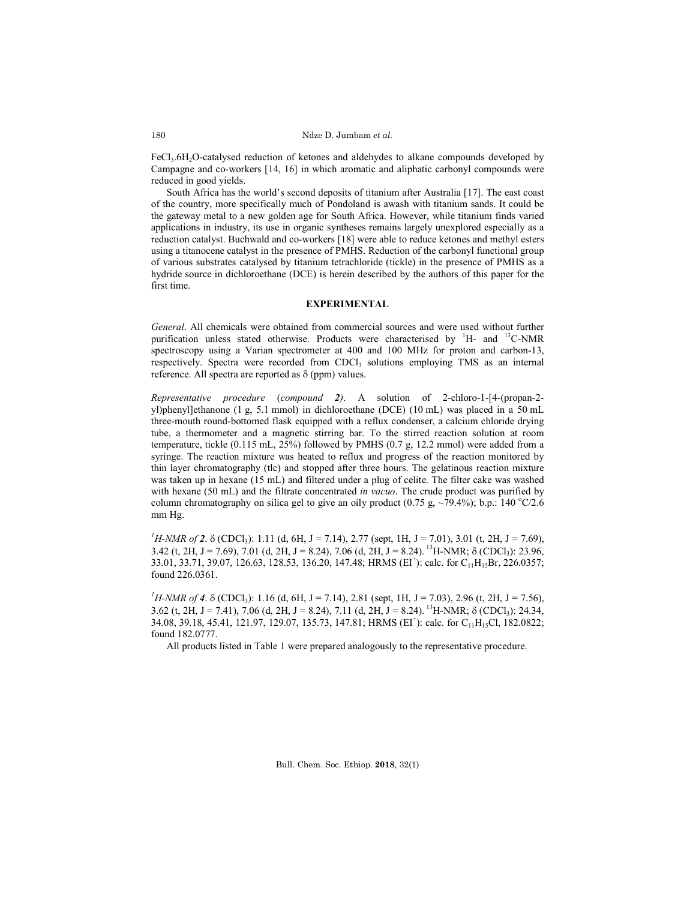$FeCl_3.6H_2O$-catalysed reduction of ketones and aldehydes to alkane compounds developed by Campagne and co-workers [14, 16] in which aromatic and aliphatic carbonyl compounds were reduced in good yields.

South Africa has the world's second deposits of titanium after Australia [17]. The east coast of the country, more specifically much of Pondoland is awash with titanium sands. It could be the gateway metal to a new golden age for South Africa. However, while titanium finds varied applications in industry, its use in organic syntheses remains largely unexplored especially as a reduction catalyst. Buchwald and co-workers [18] were able to reduce ketones and methyl esters using a titanocene catalyst in the presence of PMHS. Reduction of the carbonyl functional group of various substrates catalysed by titanium tetrachloride (tickle) in the presence of PMHS as a hydride source in dichloroethane (DCE) is herein described by the authors of this paper for the first time.

## EXPERIMENTAL

*General*. All chemicals were obtained from commercial sources and were used without further purification unless stated otherwise. Products were characterised by $^1$H- and $^{13}$C-NMR spectroscopy using a Varian spectrometer at 400 and 100 MHz for proton and carbon-13, respectively. Spectra were recorded from $CDCl_3$ solutions employing TMS as an internal reference. All spectra are reported as $\delta$ (ppm) values.

*Representative procedure* (*compound* ***2***). A solution of 2-chloro-1-[4-(propan-2-yl)phenyl]ethanone (1 g, 5.1 mmol) in dichloroethane (DCE) (10 mL) was placed in a 50 mL three-mouth round-bottomed flask equipped with a reflux condenser, a calcium chloride drying tube, a thermometer and a magnetic stirring bar. To the stirred reaction solution at room temperature, tickle (0.115 mL, 25%) followed by PMHS (0.7 g, 12.2 mmol) were added from a syringe. The reaction mixture was heated to reflux and progress of the reaction monitored by thin layer chromatography (tlc) and stopped after three hours. The gelatinous reaction mixture was taken up in hexane (15 mL) and filtered under a plug of celite. The filter cake was washed with hexane (50 mL) and the filtrate concentrated *in vacuo*. The crude product was purified by column chromatography on silica gel to give an oily product (0.75 g, ~79.4%); b.p.: 140 °C/2.6 mm Hg.

*$^1$H-NMR of **2***. $\delta$ ($CDCl_3$): 1.11 (d, 6H, J = 7.14), 2.77 (sept, 1H, J = 7.01), 3.01 (t, 2H, J = 7.69), 3.42 (t, 2H, J = 7.69), 7.01 (d, 2H, J = 8.24), 7.06 (d, 2H, J = 8.24). $^{13}$H-NMR; $\delta$ ($CDCl_3$): 23.96, 33.01, 33.71, 39.07, 126.63, 128.53, 136.20, 147.48; HRMS (EI$^+$): calc. for $C_{11}H_{15}Br$, 226.0357; found 226.0361.

*$^1$H-NMR of **4***. $\delta$ ($CDCl_3$): 1.16 (d, 6H, J = 7.14), 2.81 (sept, 1H, J = 7.03), 2.96 (t, 2H, J = 7.56), 3.62 (t, 2H, J = 7.41), 7.06 (d, 2H, J = 8.24), 7.11 (d, 2H, J = 8.24). $^{13}$H-NMR; $\delta$ ($CDCl_3$): 24.34, 34.08, 39.18, 45.41, 121.97, 129.07, 135.73, 147.81; HRMS (EI$^+$): calc. for $C_{11}H_{15}Cl$, 182.0822; found 182.0777.

All products listed in Table 1 were prepared analogously to the representative procedure.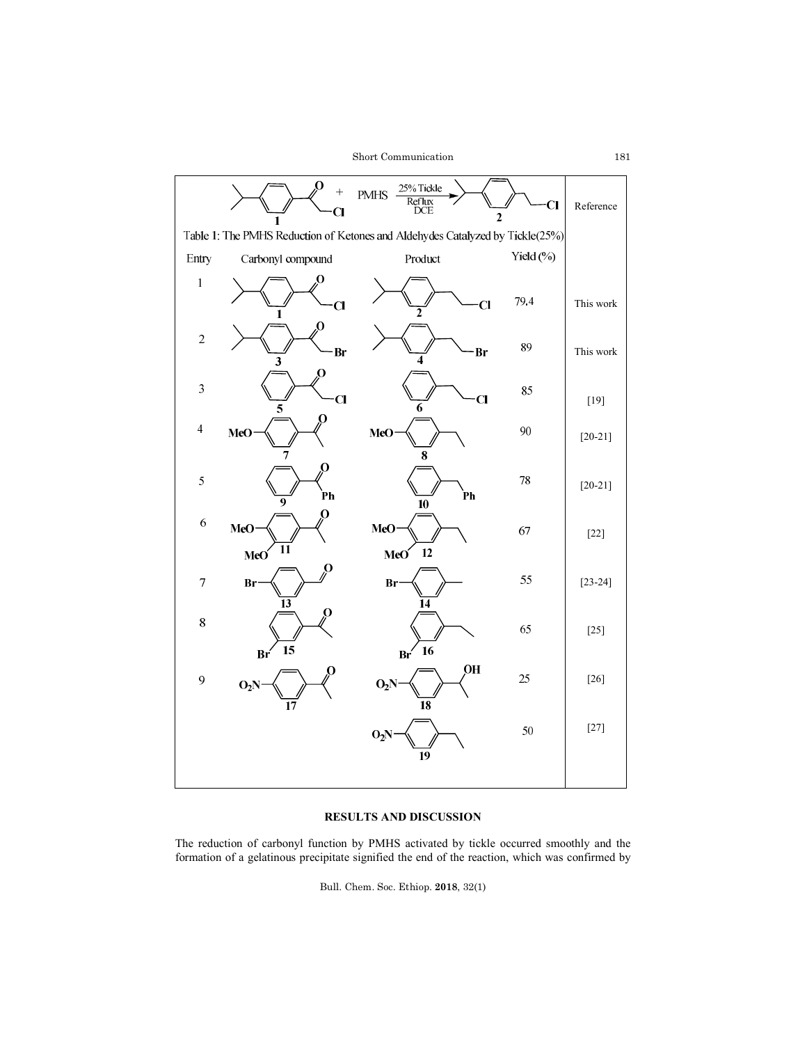Table 1: The PMHS Reduction of Ketones and Aldehydes Catalyzed by Tickle(25%)

1 + PMHS $\xrightarrow[\text{Reflux, DCE}]{\text{25\% Tickle}}$ 2

| Entry | Carbonyl compound | Product | Yield (%) | Reference |
|---|---|---|---|---|
| 1 | 1 | 2 | 79,4 | This work |
| 2 | 3 | 4 | 89 | This work |
| 3 | 5 | 6 | 85 | [19] |
| 4 | 7 | 8 | 90 | [20-21] |
| 5 | 9 | 10 | 78 | [20-21] |
| 6 | 11 | 12 | 67 | [22] |
| 7 | 13 | 14 | 55 | [23-24] |
| 8 | 15 | 16 | 65 | [25] |
| 9 | 17 | 18 | 25 | [26] |
| | | 19 | 50 | [27] |

## RESULTS AND DISCUSSION

The reduction of carbonyl function by PMHS activated by tickle occurred smoothly and the formation of a gelatinous precipitate signified the end of the reaction, which was confirmed by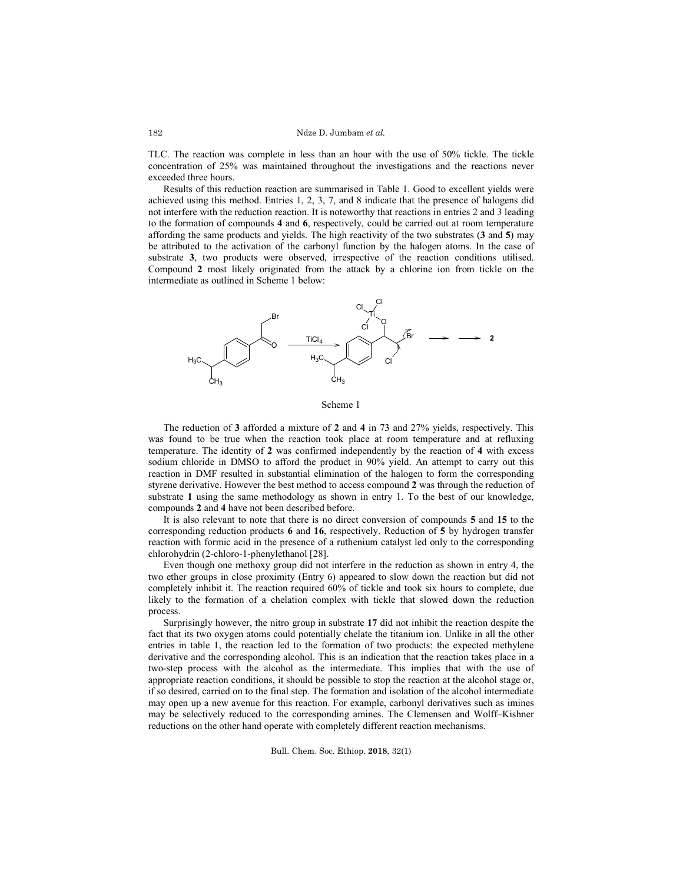TLC. The reaction was complete in less than an hour with the use of 50% tickle. The tickle concentration of 25% was maintained throughout the investigations and the reactions never exceeded three hours.

Results of this reduction reaction are summarised in Table 1. Good to excellent yields were achieved using this method. Entries 1, 2, 3, 7, and 8 indicate that the presence of halogens did not interfere with the reduction reaction. It is noteworthy that reactions in entries 2 and 3 leading to the formation of compounds **4** and **6**, respectively, could be carried out at room temperature affording the same products and yields. The high reactivity of the two substrates (**3** and **5**) may be attributed to the activation of the carbonyl function by the halogen atoms. In the case of substrate **3**, two products were observed, irrespective of the reaction conditions utilised. Compound **2** most likely originated from the attack by a chlorine ion from tickle on the intermediate as outlined in Scheme 1 below:

Scheme 1

The reduction of **3** afforded a mixture of **2** and **4** in 73 and 27% yields, respectively. This was found to be true when the reaction took place at room temperature and at refluxing temperature. The identity of **2** was confirmed independently by the reaction of **4** with excess sodium chloride in DMSO to afford the product in 90% yield. An attempt to carry out this reaction in DMF resulted in substantial elimination of the halogen to form the corresponding styrene derivative. However the best method to access compound **2** was through the reduction of substrate **1** using the same methodology as shown in entry 1. To the best of our knowledge, compounds **2** and **4** have not been described before.

It is also relevant to note that there is no direct conversion of compounds **5** and **15** to the corresponding reduction products **6** and **16**, respectively. Reduction of **5** by hydrogen transfer reaction with formic acid in the presence of a ruthenium catalyst led only to the corresponding chlorohydrin (2-chloro-1-phenylethanol [28].

Even though one methoxy group did not interfere in the reduction as shown in entry 4, the two ether groups in close proximity (Entry 6) appeared to slow down the reaction but did not completely inhibit it. The reaction required 60% of tickle and took six hours to complete, due likely to the formation of a chelation complex with tickle that slowed down the reduction process.

Surprisingly however, the nitro group in substrate **17** did not inhibit the reaction despite the fact that its two oxygen atoms could potentially chelate the titanium ion. Unlike in all the other entries in table 1, the reaction led to the formation of two products: the expected methylene derivative and the corresponding alcohol. This is an indication that the reaction takes place in a two-step process with the alcohol as the intermediate. This implies that with the use of appropriate reaction conditions, it should be possible to stop the reaction at the alcohol stage or, if so desired, carried on to the final step. The formation and isolation of the alcohol intermediate may open up a new avenue for this reaction. For example, carbonyl derivatives such as imines may be selectively reduced to the corresponding amines. The Clemensen and Wolff–Kishner reductions on the other hand operate with completely different reaction mechanisms.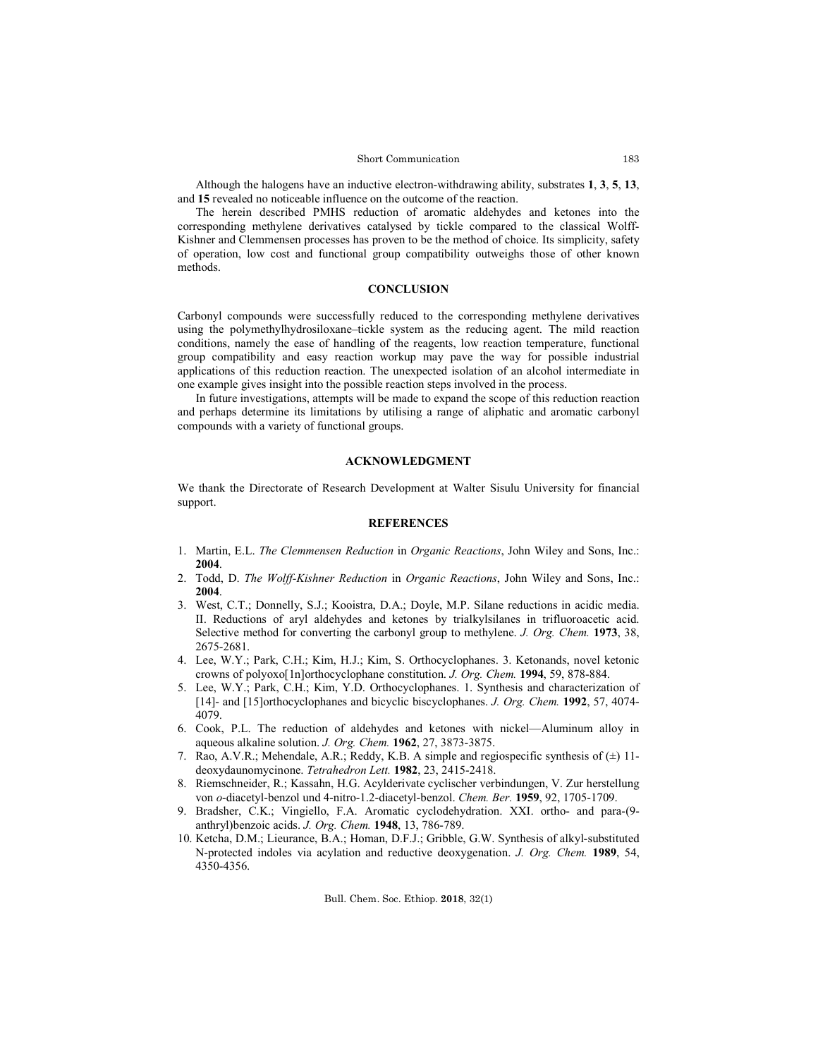Although the halogens have an inductive electron-withdrawing ability, substrates **1**, **3**, **5**, **13**, and **15** revealed no noticeable influence on the outcome of the reaction.

The herein described PMHS reduction of aromatic aldehydes and ketones into the corresponding methylene derivatives catalysed by tickle compared to the classical Wolff-Kishner and Clemmensen processes has proven to be the method of choice. Its simplicity, safety of operation, low cost and functional group compatibility outweighs those of other known methods.

## CONCLUSION

Carbonyl compounds were successfully reduced to the corresponding methylene derivatives using the polymethylhydrosiloxane–tickle system as the reducing agent. The mild reaction conditions, namely the ease of handling of the reagents, low reaction temperature, functional group compatibility and easy reaction workup may pave the way for possible industrial applications of this reduction reaction. The unexpected isolation of an alcohol intermediate in one example gives insight into the possible reaction steps involved in the process.

In future investigations, attempts will be made to expand the scope of this reduction reaction and perhaps determine its limitations by utilising a range of aliphatic and aromatic carbonyl compounds with a variety of functional groups.

## ACKNOWLEDGMENT

We thank the Directorate of Research Development at Walter Sisulu University for financial support.

## REFERENCES

1. Martin, E.L. *The Clemmensen Reduction* in *Organic Reactions*, John Wiley and Sons, Inc.: **2004**.
2. Todd, D. *The Wolff-Kishner Reduction* in *Organic Reactions*, John Wiley and Sons, Inc.: **2004**.
3. West, C.T.; Donnelly, S.J.; Kooistra, D.A.; Doyle, M.P. Silane reductions in acidic media. II. Reductions of aryl aldehydes and ketones by trialkylsilanes in trifluoroacetic acid. Selective method for converting the carbonyl group to methylene. *J. Org. Chem.* **1973**, 38, 2675-2681.
4. Lee, W.Y.; Park, C.H.; Kim, H.J.; Kim, S. Orthocyclophanes. 3. Ketonands, novel ketonic crowns of polyoxo[1n]orthocyclophane constitution. *J. Org. Chem.* **1994**, 59, 878-884.
5. Lee, W.Y.; Park, C.H.; Kim, Y.D. Orthocyclophanes. 1. Synthesis and characterization of [14]- and [15]orthocyclophanes and bicyclic biscyclophanes. *J. Org. Chem.* **1992**, 57, 4074-4079.
6. Cook, P.L. The reduction of aldehydes and ketones with nickel—Aluminum alloy in aqueous alkaline solution. *J. Org. Chem.* **1962**, 27, 3873-3875.
7. Rao, A.V.R.; Mehendale, A.R.; Reddy, K.B. A simple and regiospecific synthesis of (±) 11-deoxydaunomycinone. *Tetrahedron Lett.* **1982**, 23, 2415-2418.
8. Riemschneider, R.; Kassahn, H.G. Acylderivate cyclischer verbindungen, V. Zur herstellung von *o*-diacetyl-benzol und 4-nitro-1.2-diacetyl-benzol. *Chem. Ber.* **1959**, 92, 1705-1709.
9. Bradsher, C.K.; Vingiello, F.A. Aromatic cyclodehydration. XXI. ortho- and para-(9-anthryl)benzoic acids. *J. Org. Chem.* **1948**, 13, 786-789.
10. Ketcha, D.M.; Lieurance, B.A.; Homan, D.F.J.; Gribble, G.W. Synthesis of alkyl-substituted N-protected indoles via acylation and reductive deoxygenation. *J. Org. Chem.* **1989**, 54, 4350-4356.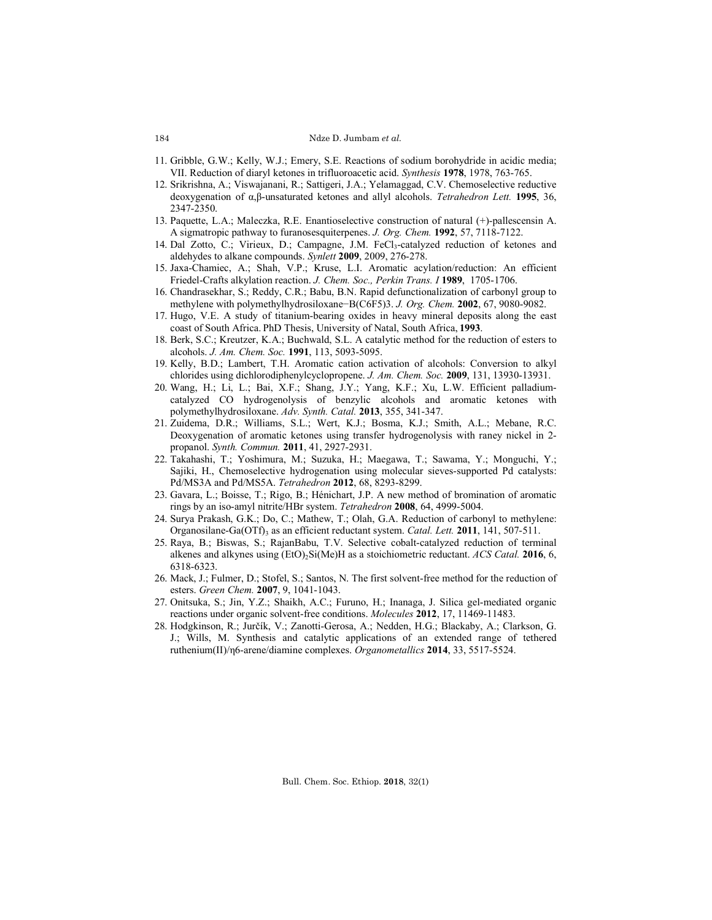11. Gribble, G.W.; Kelly, W.J.; Emery, S.E. Reactions of sodium borohydride in acidic media; VII. Reduction of diaryl ketones in trifluoroacetic acid. *Synthesis* **1978**, 1978, 763-765.
12. Srikrishna, A.; Viswajanani, R.; Sattigeri, J.A.; Yelamaggad, C.V. Chemoselective reductive deoxygenation of α,β-unsaturated ketones and allyl alcohols. *Tetrahedron Lett.* **1995**, 36, 2347-2350.
13. Paquette, L.A.; Maleczka, R.E. Enantioselective construction of natural (+)-pallescensin A. A sigmatropic pathway to furanosesquiterpenes. *J. Org. Chem.* **1992**, 57, 7118-7122.
14. Dal Zotto, C.; Virieux, D.; Campagne, J.M. $FeCl_3$-catalyzed reduction of ketones and aldehydes to alkane compounds. *Synlett* **2009**, 2009, 276-278.
15. Jaxa-Chamiec, A.; Shah, V.P.; Kruse, L.I. Aromatic acylation/reduction: An efficient Friedel-Crafts alkylation reaction. *J. Chem. Soc., Perkin Trans. I* **1989**, 1705-1706.
16. Chandrasekhar, S.; Reddy, C.R.; Babu, B.N. Rapid defunctionalization of carbonyl group to methylene with polymethylhydrosiloxane−B(C6F5)3. *J. Org. Chem.* **2002**, 67, 9080-9082.
17. Hugo, V.E. A study of titanium-bearing oxides in heavy mineral deposits along the east coast of South Africa. PhD Thesis, University of Natal, South Africa, **1993**.
18. Berk, S.C.; Kreutzer, K.A.; Buchwald, S.L. A catalytic method for the reduction of esters to alcohols. *J. Am. Chem. Soc.* **1991**, 113, 5093-5095.
19. Kelly, B.D.; Lambert, T.H. Aromatic cation activation of alcohols: Conversion to alkyl chlorides using dichlorodiphenylcyclopropene. *J. Am. Chem. Soc.* **2009**, 131, 13930-13931.
20. Wang, H.; Li, L.; Bai, X.F.; Shang, J.Y.; Yang, K.F.; Xu, L.W. Efficient palladium-catalyzed CO hydrogenolysis of benzylic alcohols and aromatic ketones with polymethylhydrosiloxane. *Adv. Synth. Catal.* **2013**, 355, 341-347.
21. Zuidema, D.R.; Williams, S.L.; Wert, K.J.; Bosma, K.J.; Smith, A.L.; Mebane, R.C. Deoxygenation of aromatic ketones using transfer hydrogenolysis with raney nickel in 2-propanol. *Synth. Commun.* **2011**, 41, 2927-2931.
22. Takahashi, T.; Yoshimura, M.; Suzuka, H.; Maegawa, T.; Sawama, Y.; Monguchi, Y.; Sajiki, H., Chemoselective hydrogenation using molecular sieves-supported Pd catalysts: Pd/MS3A and Pd/MS5A. *Tetrahedron* **2012**, 68, 8293-8299.
23. Gavara, L.; Boisse, T.; Rigo, B.; Hénichart, J.P. A new method of bromination of aromatic rings by an iso-amyl nitrite/HBr system. *Tetrahedron* **2008**, 64, 4999-5004.
24. Surya Prakash, G.K.; Do, C.; Mathew, T.; Olah, G.A. Reduction of carbonyl to methylene: Organosilane-$Ga(OTf)_3$ as an efficient reductant system. *Catal. Lett.* **2011**, 141, 507-511.
25. Raya, B.; Biswas, S.; RajanBabu, T.V. Selective cobalt-catalyzed reduction of terminal alkenes and alkynes using $(EtO)_2Si(Me)H$ as a stoichiometric reductant. *ACS Catal.* **2016**, 6, 6318-6323.
26. Mack, J.; Fulmer, D.; Stofel, S.; Santos, N. The first solvent-free method for the reduction of esters. *Green Chem.* **2007**, 9, 1041-1043.
27. Onitsuka, S.; Jin, Y.Z.; Shaikh, A.C.; Furuno, H.; Inanaga, J. Silica gel-mediated organic reactions under organic solvent-free conditions. *Molecules* **2012**, 17, 11469-11483.
28. Hodgkinson, R.; Jurčík, V.; Zanotti-Gerosa, A.; Nedden, H.G.; Blackaby, A.; Clarkson, G. J.; Wills, M. Synthesis and catalytic applications of an extended range of tethered ruthenium(II)/η6-arene/diamine complexes. *Organometallics* **2014**, 33, 5517-5524.